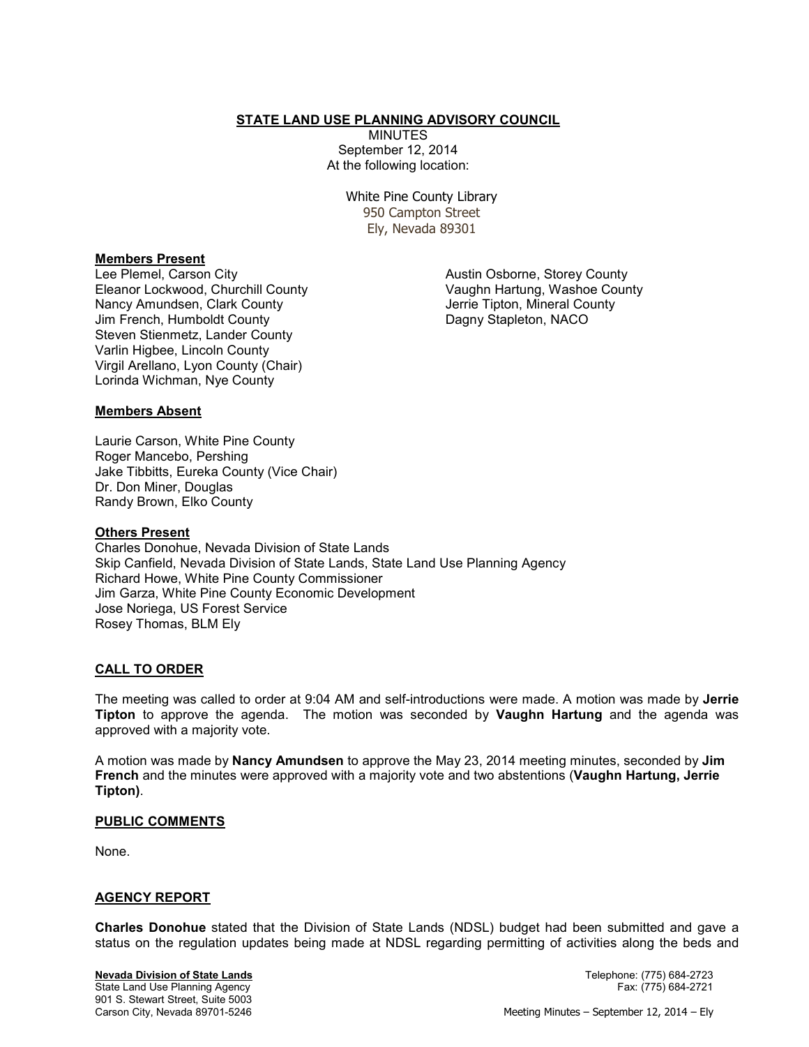**STATE LAND USE PLANNING ADVISORY COUNCIL**

MINUTES
September 12, 2014
At the following location:

White Pine County Library
950 Campton Street
Ely, Nevada 89301

**Members Present**

Lee Plemel, Carson City
Eleanor Lockwood, Churchill County
Nancy Amundsen, Clark County
Jim French, Humboldt County
Steven Stienmetz, Lander County
Varlin Higbee, Lincoln County
Virgil Arellano, Lyon County (Chair)
Lorinda Wichman, Nye County
Austin Osborne, Storey County
Vaughn Hartung, Washoe County
Jerrie Tipton, Mineral County
Dagny Stapleton, NACO

**Members Absent**

Laurie Carson, White Pine County
Roger Mancebo, Pershing
Jake Tibbitts, Eureka County (Vice Chair)
Dr. Don Miner, Douglas
Randy Brown, Elko County

**Others Present**

Charles Donohue, Nevada Division of State Lands
Skip Canfield, Nevada Division of State Lands, State Land Use Planning Agency
Richard Howe, White Pine County Commissioner
Jim Garza, White Pine County Economic Development
Jose Noriega, US Forest Service
Rosey Thomas, BLM Ely

**CALL TO ORDER**

The meeting was called to order at 9:04 AM and self-introductions were made. A motion was made by **Jerrie Tipton** to approve the agenda. The motion was seconded by **Vaughn Hartung** and the agenda was approved with a majority vote.

A motion was made by **Nancy Amundsen** to approve the May 23, 2014 meeting minutes, seconded by **Jim French** and the minutes were approved with a majority vote and two abstentions (**Vaughn Hartung, Jerrie Tipton)**.

**PUBLIC COMMENTS**

None.

**AGENCY REPORT**

**Charles Donohue** stated that the Division of State Lands (NDSL) budget had been submitted and gave a status on the regulation updates being made at NDSL regarding permitting of activities along the beds and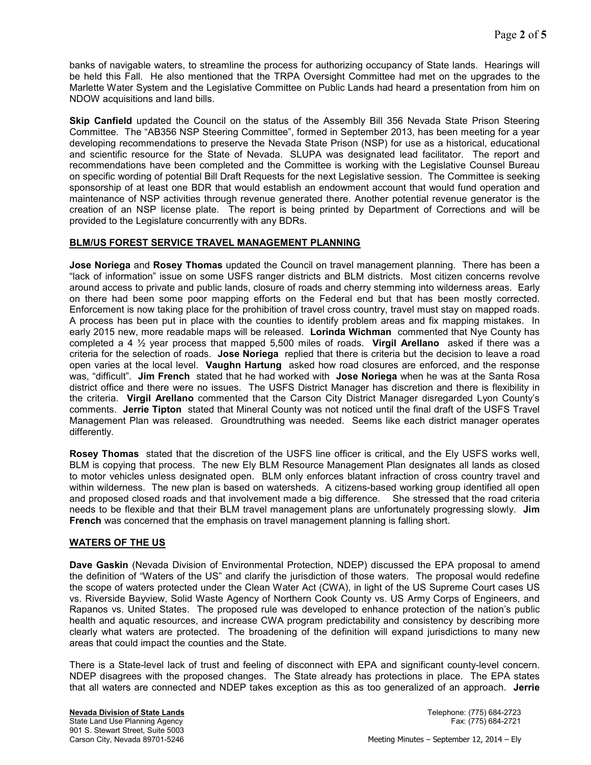banks of navigable waters, to streamline the process for authorizing occupancy of State lands. Hearings will be held this Fall. He also mentioned that the TRPA Oversight Committee had met on the upgrades to the Marlette Water System and the Legislative Committee on Public Lands had heard a presentation from him on NDOW acquisitions and land bills.

**Skip Canfield** updated the Council on the status of the Assembly Bill 356 Nevada State Prison Steering Committee. The "AB356 NSP Steering Committee", formed in September 2013, has been meeting for a year developing recommendations to preserve the Nevada State Prison (NSP) for use as a historical, educational and scientific resource for the State of Nevada. SLUPA was designated lead facilitator. The report and recommendations have been completed and the Committee is working with the Legislative Counsel Bureau on specific wording of potential Bill Draft Requests for the next Legislative session. The Committee is seeking sponsorship of at least one BDR that would establish an endowment account that would fund operation and maintenance of NSP activities through revenue generated there. Another potential revenue generator is the creation of an NSP license plate. The report is being printed by Department of Corrections and will be provided to the Legislature concurrently with any BDRs.

## BLM/US FOREST SERVICE TRAVEL MANAGEMENT PLANNING

**Jose Noriega** and **Rosey Thomas** updated the Council on travel management planning. There has been a "lack of information" issue on some USFS ranger districts and BLM districts. Most citizen concerns revolve around access to private and public lands, closure of roads and cherry stemming into wilderness areas. Early on there had been some poor mapping efforts on the Federal end but that has been mostly corrected. Enforcement is now taking place for the prohibition of travel cross country, travel must stay on mapped roads. A process has been put in place with the counties to identify problem areas and fix mapping mistakes. In early 2015 new, more readable maps will be released. **Lorinda Wichman** commented that Nye County has completed a 4 ½ year process that mapped 5,500 miles of roads. **Virgil Arellano** asked if there was a criteria for the selection of roads. **Jose Noriega** replied that there is criteria but the decision to leave a road open varies at the local level. **Vaughn Hartung** asked how road closures are enforced, and the response was, "difficult". **Jim French** stated that he had worked with **Jose Noriega** when he was at the Santa Rosa district office and there were no issues. The USFS District Manager has discretion and there is flexibility in the criteria. **Virgil Arellano** commented that the Carson City District Manager disregarded Lyon County's comments. **Jerrie Tipton** stated that Mineral County was not noticed until the final draft of the USFS Travel Management Plan was released. Groundtruthing was needed. Seems like each district manager operates differently.

**Rosey Thomas** stated that the discretion of the USFS line officer is critical, and the Ely USFS works well, BLM is copying that process. The new Ely BLM Resource Management Plan designates all lands as closed to motor vehicles unless designated open. BLM only enforces blatant infraction of cross country travel and within wilderness. The new plan is based on watersheds. A citizens-based working group identified all open and proposed closed roads and that involvement made a big difference. She stressed that the road criteria needs to be flexible and that their BLM travel management plans are unfortunately progressing slowly. **Jim French** was concerned that the emphasis on travel management planning is falling short.

## WATERS OF THE US

**Dave Gaskin** (Nevada Division of Environmental Protection, NDEP) discussed the EPA proposal to amend the definition of "Waters of the US" and clarify the jurisdiction of those waters. The proposal would redefine the scope of waters protected under the Clean Water Act (CWA), in light of the US Supreme Court cases US vs. Riverside Bayview, Solid Waste Agency of Northern Cook County vs. US Army Corps of Engineers, and Rapanos vs. United States. The proposed rule was developed to enhance protection of the nation's public health and aquatic resources, and increase CWA program predictability and consistency by describing more clearly what waters are protected. The broadening of the definition will expand jurisdictions to many new areas that could impact the counties and the State.

There is a State-level lack of trust and feeling of disconnect with EPA and significant county-level concern. NDEP disagrees with the proposed changes. The State already has protections in place. The EPA states that all waters are connected and NDEP takes exception as this as too generalized of an approach. **Jerrie**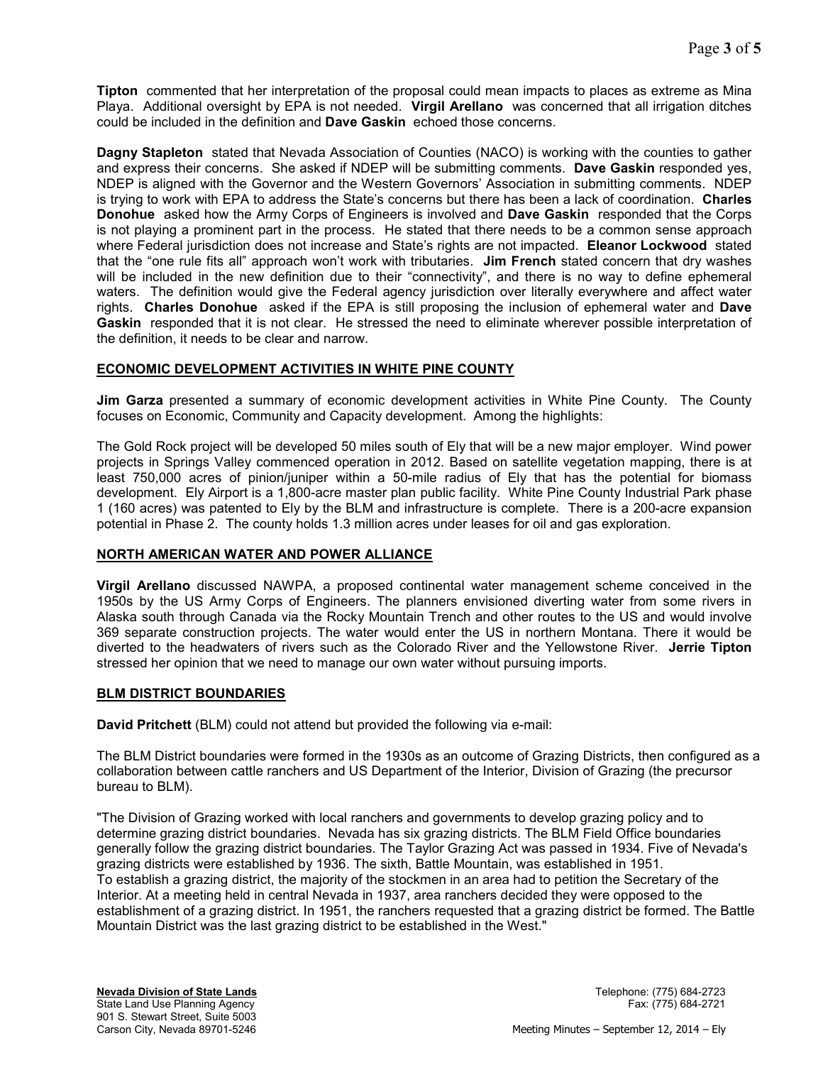**Tipton** commented that her interpretation of the proposal could mean impacts to places as extreme as Mina Playa. Additional oversight by EPA is not needed. **Virgil Arellano** was concerned that all irrigation ditches could be included in the definition and **Dave Gaskin** echoed those concerns.

**Dagny Stapleton** stated that Nevada Association of Counties (NACO) is working with the counties to gather and express their concerns. She asked if NDEP will be submitting comments. **Dave Gaskin** responded yes, NDEP is aligned with the Governor and the Western Governors' Association in submitting comments. NDEP is trying to work with EPA to address the State's concerns but there has been a lack of coordination. **Charles Donohue** asked how the Army Corps of Engineers is involved and **Dave Gaskin** responded that the Corps is not playing a prominent part in the process. He stated that there needs to be a common sense approach where Federal jurisdiction does not increase and State's rights are not impacted. **Eleanor Lockwood** stated that the "one rule fits all" approach won't work with tributaries. **Jim French** stated concern that dry washes will be included in the new definition due to their "connectivity", and there is no way to define ephemeral waters. The definition would give the Federal agency jurisdiction over literally everywhere and affect water rights. **Charles Donohue** asked if the EPA is still proposing the inclusion of ephemeral water and **Dave Gaskin** responded that it is not clear. He stressed the need to eliminate wherever possible interpretation of the definition, it needs to be clear and narrow.

## ECONOMIC DEVELOPMENT ACTIVITIES IN WHITE PINE COUNTY

**Jim Garza** presented a summary of economic development activities in White Pine County. The County focuses on Economic, Community and Capacity development. Among the highlights:

The Gold Rock project will be developed 50 miles south of Ely that will be a new major employer. Wind power projects in Springs Valley commenced operation in 2012. Based on satellite vegetation mapping, there is at least 750,000 acres of pinion/juniper within a 50-mile radius of Ely that has the potential for biomass development. Ely Airport is a 1,800-acre master plan public facility. White Pine County Industrial Park phase 1 (160 acres) was patented to Ely by the BLM and infrastructure is complete. There is a 200-acre expansion potential in Phase 2. The county holds 1.3 million acres under leases for oil and gas exploration.

## NORTH AMERICAN WATER AND POWER ALLIANCE

**Virgil Arellano** discussed NAWPA, a proposed continental water management scheme conceived in the 1950s by the US Army Corps of Engineers. The planners envisioned diverting water from some rivers in Alaska south through Canada via the Rocky Mountain Trench and other routes to the US and would involve 369 separate construction projects. The water would enter the US in northern Montana. There it would be diverted to the headwaters of rivers such as the Colorado River and the Yellowstone River. **Jerrie Tipton** stressed her opinion that we need to manage our own water without pursuing imports.

## BLM DISTRICT BOUNDARIES

**David Pritchett** (BLM) could not attend but provided the following via e-mail:

The BLM District boundaries were formed in the 1930s as an outcome of Grazing Districts, then configured as a collaboration between cattle ranchers and US Department of the Interior, Division of Grazing (the precursor bureau to BLM).

"The Division of Grazing worked with local ranchers and governments to develop grazing policy and to determine grazing district boundaries. Nevada has six grazing districts. The BLM Field Office boundaries generally follow the grazing district boundaries. The Taylor Grazing Act was passed in 1934. Five of Nevada's grazing districts were established by 1936. The sixth, Battle Mountain, was established in 1951. To establish a grazing district, the majority of the stockmen in an area had to petition the Secretary of the Interior. At a meeting held in central Nevada in 1937, area ranchers decided they were opposed to the establishment of a grazing district. In 1951, the ranchers requested that a grazing district be formed. The Battle Mountain District was the last grazing district to be established in the West."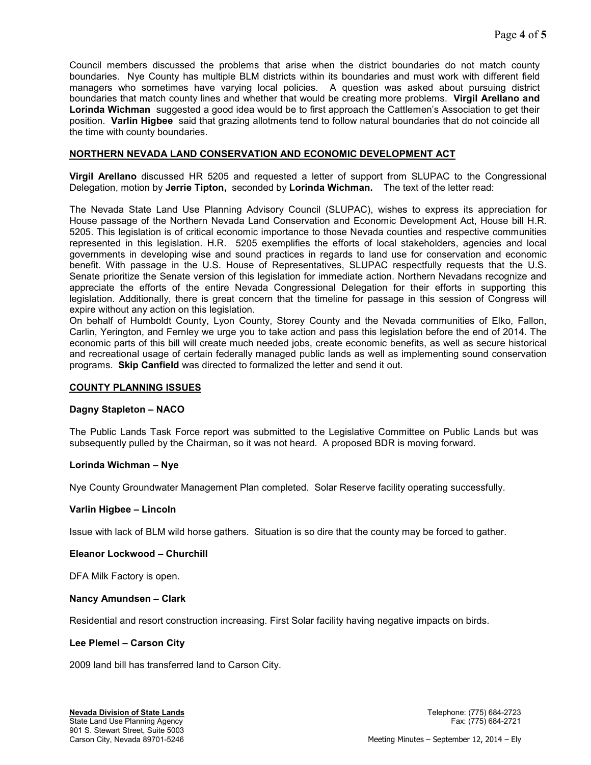Council members discussed the problems that arise when the district boundaries do not match county boundaries. Nye County has multiple BLM districts within its boundaries and must work with different field managers who sometimes have varying local policies. A question was asked about pursuing district boundaries that match county lines and whether that would be creating more problems. **Virgil Arellano and Lorinda Wichman** suggested a good idea would be to first approach the Cattlemen's Association to get their position. **Varlin Higbee** said that grazing allotments tend to follow natural boundaries that do not coincide all the time with county boundaries.

## NORTHERN NEVADA LAND CONSERVATION AND ECONOMIC DEVELOPMENT ACT

**Virgil Arellano** discussed HR 5205 and requested a letter of support from SLUPAC to the Congressional Delegation, motion by **Jerrie Tipton,** seconded by **Lorinda Wichman.** The text of the letter read:

The Nevada State Land Use Planning Advisory Council (SLUPAC), wishes to express its appreciation for House passage of the Northern Nevada Land Conservation and Economic Development Act, House bill H.R. 5205. This legislation is of critical economic importance to those Nevada counties and respective communities represented in this legislation. H.R. 5205 exemplifies the efforts of local stakeholders, agencies and local governments in developing wise and sound practices in regards to land use for conservation and economic benefit. With passage in the U.S. House of Representatives, SLUPAC respectfully requests that the U.S. Senate prioritize the Senate version of this legislation for immediate action. Northern Nevadans recognize and appreciate the efforts of the entire Nevada Congressional Delegation for their efforts in supporting this legislation. Additionally, there is great concern that the timeline for passage in this session of Congress will expire without any action on this legislation.

On behalf of Humboldt County, Lyon County, Storey County and the Nevada communities of Elko, Fallon, Carlin, Yerington, and Fernley we urge you to take action and pass this legislation before the end of 2014. The economic parts of this bill will create much needed jobs, create economic benefits, as well as secure historical and recreational usage of certain federally managed public lands as well as implementing sound conservation programs. **Skip Canfield** was directed to formalized the letter and send it out.

## COUNTY PLANNING ISSUES

### Dagny Stapleton – NACO

The Public Lands Task Force report was submitted to the Legislative Committee on Public Lands but was subsequently pulled by the Chairman, so it was not heard. A proposed BDR is moving forward.

### Lorinda Wichman – Nye

Nye County Groundwater Management Plan completed. Solar Reserve facility operating successfully.

### Varlin Higbee – Lincoln

Issue with lack of BLM wild horse gathers. Situation is so dire that the county may be forced to gather.

### Eleanor Lockwood – Churchill

DFA Milk Factory is open.

### Nancy Amundsen – Clark

Residential and resort construction increasing. First Solar facility having negative impacts on birds.

### Lee Plemel – Carson City

2009 land bill has transferred land to Carson City.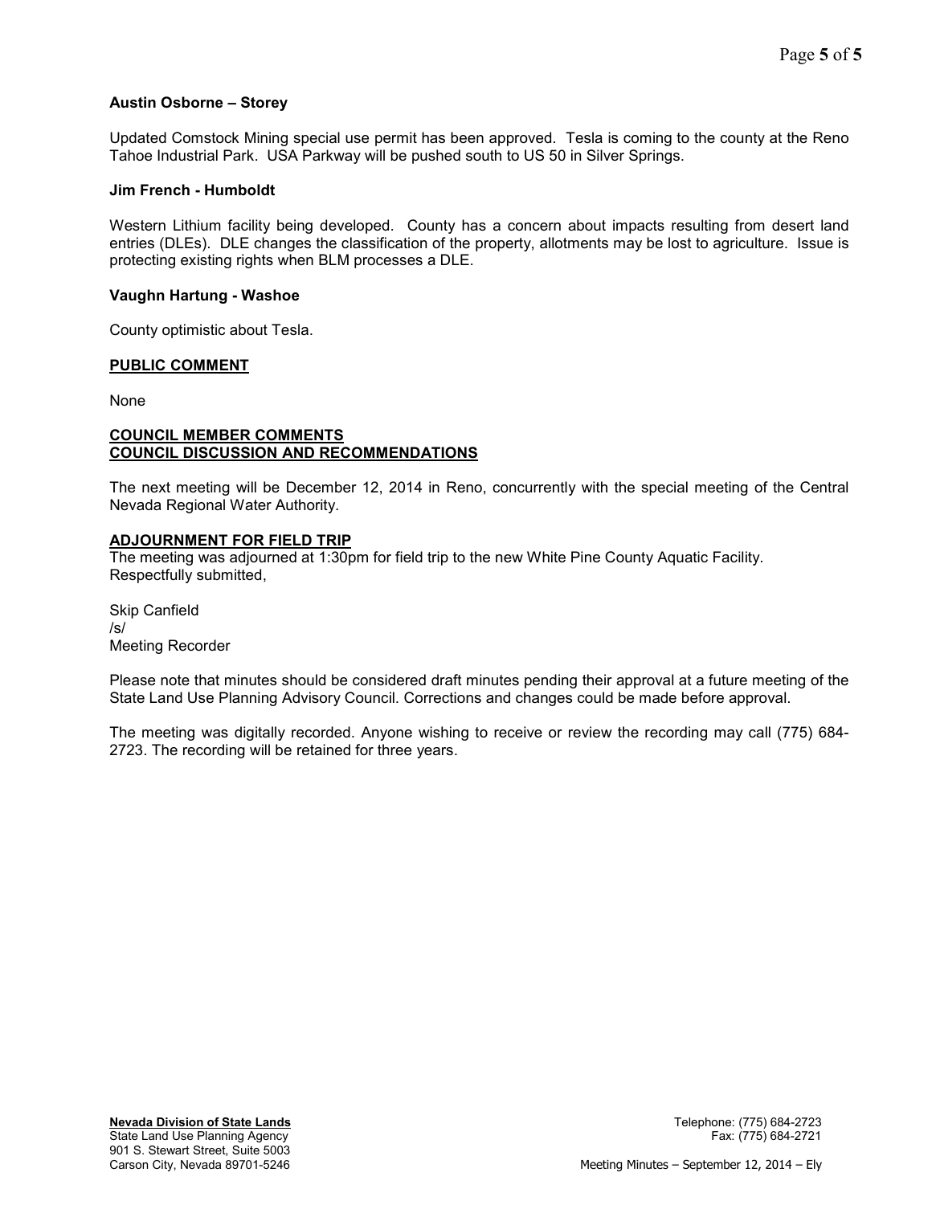**Austin Osborne – Storey**

Updated Comstock Mining special use permit has been approved. Tesla is coming to the county at the Reno Tahoe Industrial Park. USA Parkway will be pushed south to US 50 in Silver Springs.

**Jim French - Humboldt**

Western Lithium facility being developed. County has a concern about impacts resulting from desert land entries (DLEs). DLE changes the classification of the property, allotments may be lost to agriculture. Issue is protecting existing rights when BLM processes a DLE.

**Vaughn Hartung - Washoe**

County optimistic about Tesla.

**PUBLIC COMMENT**

None

**COUNCIL MEMBER COMMENTS**
**COUNCIL DISCUSSION AND RECOMMENDATIONS**

The next meeting will be December 12, 2014 in Reno, concurrently with the special meeting of the Central Nevada Regional Water Authority.

**ADJOURNMENT FOR FIELD TRIP**

The meeting was adjourned at 1:30pm for field trip to the new White Pine County Aquatic Facility.
Respectfully submitted,

Skip Canfield
/s/
Meeting Recorder

Please note that minutes should be considered draft minutes pending their approval at a future meeting of the State Land Use Planning Advisory Council. Corrections and changes could be made before approval.

The meeting was digitally recorded. Anyone wishing to receive or review the recording may call (775) 684-2723. The recording will be retained for three years.

**Nevada Division of State Lands**
State Land Use Planning Agency
901 S. Stewart Street, Suite 5003
Carson City, Nevada 89701-5246

Telephone: (775) 684-2723
Fax: (775) 684-2721